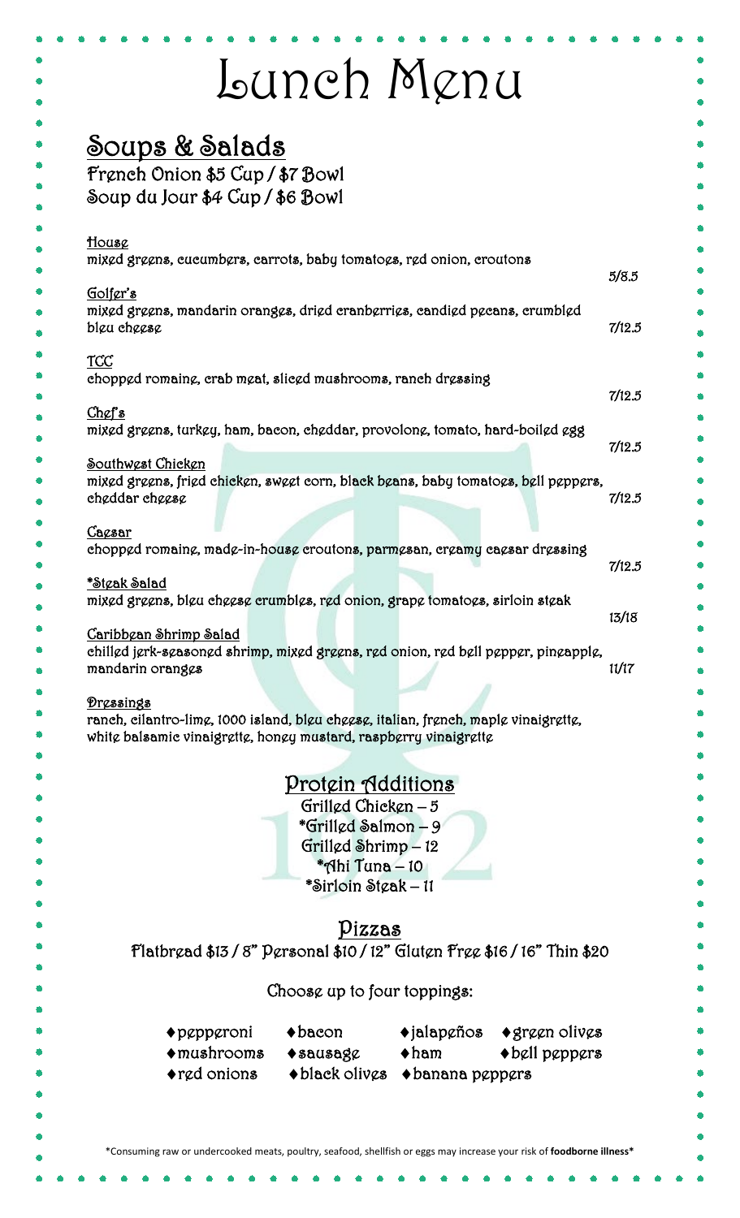# Lunch Menu

## Soups & Salads

French Onion $5 Cup / $7 Bowl
Soup du Jour $4 Cup / $6 Bowl

**House**
mixed greens, cucumbers, carrots, baby tomatoes, red onion, croutons — 5/8.5

**Golfer's**
mixed greens, mandarin oranges, dried cranberries, candied pecans, crumbled bleu cheese — 7/12.5

**TCC**
chopped romaine, crab meat, sliced mushrooms, ranch dressing — 7/12.5

**Chef's**
mixed greens, turkey, ham, bacon, cheddar, provolone, tomato, hard-boiled egg — 7/12.5

**Southwest Chicken**
mixed greens, fried chicken, sweet corn, black beans, baby tomatoes, bell peppers, cheddar cheese — 7/12.5

**Caesar**
chopped romaine, made-in-house croutons, parmesan, creamy caesar dressing — 7/12.5

***Steak Salad**
mixed greens, bleu cheese crumbles, red onion, grape tomatoes, sirloin steak — 13/18

**Caribbean Shrimp Salad**
chilled jerk-seasoned shrimp, mixed greens, red onion, red bell pepper, pineapple, mandarin oranges — 11/17

**Dressings**
ranch, cilantro-lime, 1000 island, bleu cheese, italian, french, maple vinaigrette, white balsamic vinaigrette, honey mustard, raspberry vinaigrette

## Protein Additions

Grilled Chicken – 5
*Grilled Salmon – 9
Grilled Shrimp – 12
*Ahi Tuna – 10
*Sirloin Steak – 11

## Pizzas

Flatbread $13 / 8" Personal $10 / 12" Gluten Free $16 / 16" Thin $20

Choose up to four toppings:

- pepperoni
- bacon
- jalapeños
- green olives
- mushrooms
- sausage
- ham
- bell peppers
- red onions
- black olives
- banana peppers

*Consuming raw or undercooked meats, poultry, seafood, shellfish or eggs may increase your risk of **foodborne illness***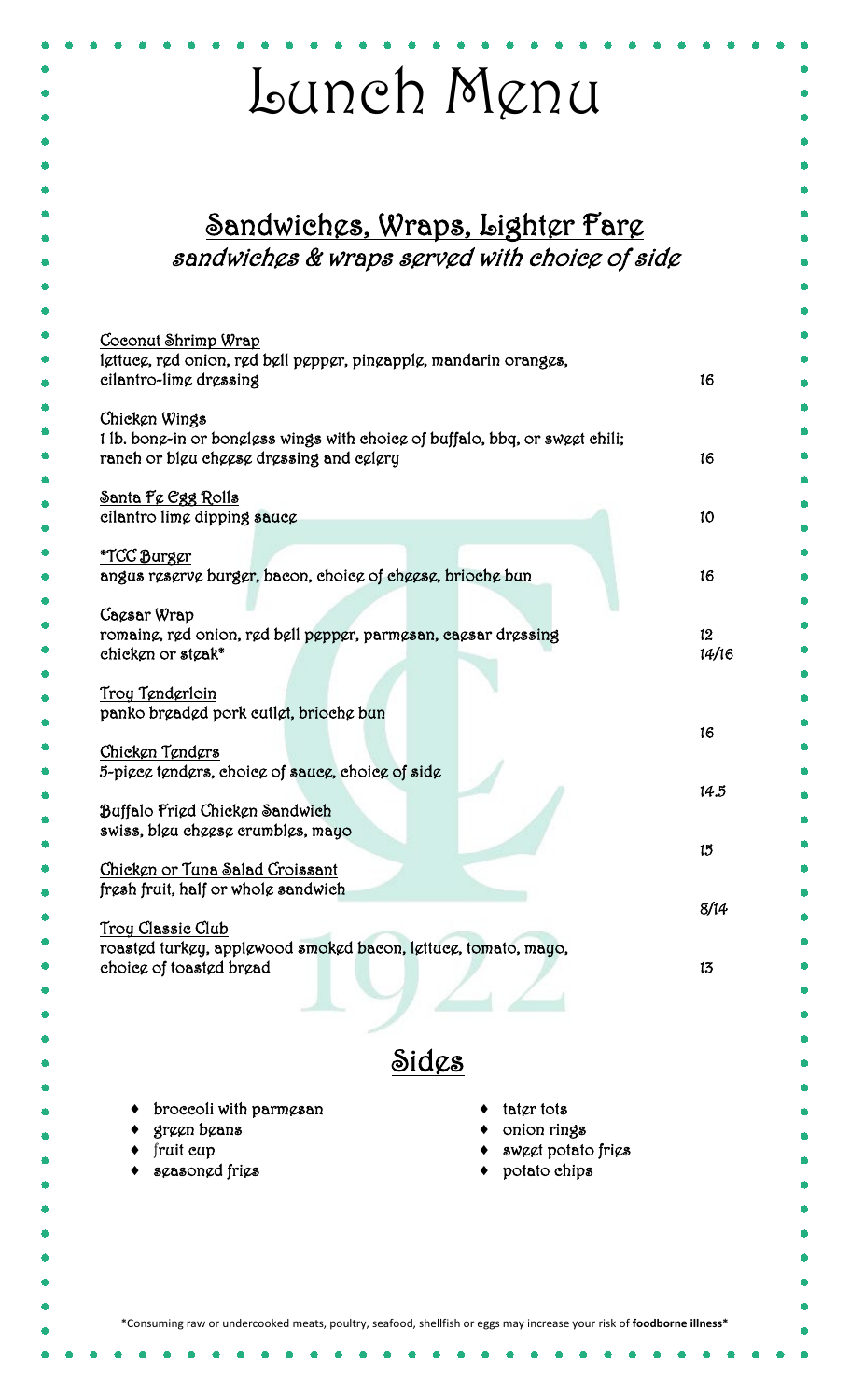# Lunch Menu

## Sandwiches, Wraps, Lighter Fare

*sandwiches & wraps served with choice of side*

| | |
|---|---|
| **Coconut Shrimp Wrap**<br>lettuce, red onion, red bell pepper, pineapple, mandarin oranges, cilantro-lime dressing | 16 |
| **Chicken Wings**<br>1 lb. bone-in or boneless wings with choice of buffalo, bbq, or sweet chili; ranch or bleu cheese dressing and celery | 16 |
| **Santa Fe Egg Rolls**<br>cilantro lime dipping sauce | 10 |
| **\*TCC Burger**<br>angus reserve burger, bacon, choice of cheese, brioche bun | 16 |
| **Caesar Wrap**<br>romaine, red onion, red bell pepper, parmesan, caesar dressing<br>chicken or steak* | 12<br>14/16 |
| **Troy Tenderloin**<br>panko breaded pork cutlet, brioche bun | 16 |
| **Chicken Tenders**<br>5-piece tenders, choice of sauce, choice of side | 14.5 |
| **Buffalo Fried Chicken Sandwich**<br>swiss, bleu cheese crumbles, mayo | 15 |
| **Chicken or Tuna Salad Croissant**<br>fresh fruit, half or whole sandwich | 8/14 |
| **Troy Classic Club**<br>roasted turkey, applewood smoked bacon, lettuce, tomato, mayo, choice of toasted bread | 13 |

## Sides

- broccoli with parmesan
- green beans
- fruit cup
- seasoned fries
- tater tots
- onion rings
- sweet potato fries
- potato chips

*Consuming raw or undercooked meats, poultry, seafood, shellfish or eggs may increase your risk of **foodborne illness***